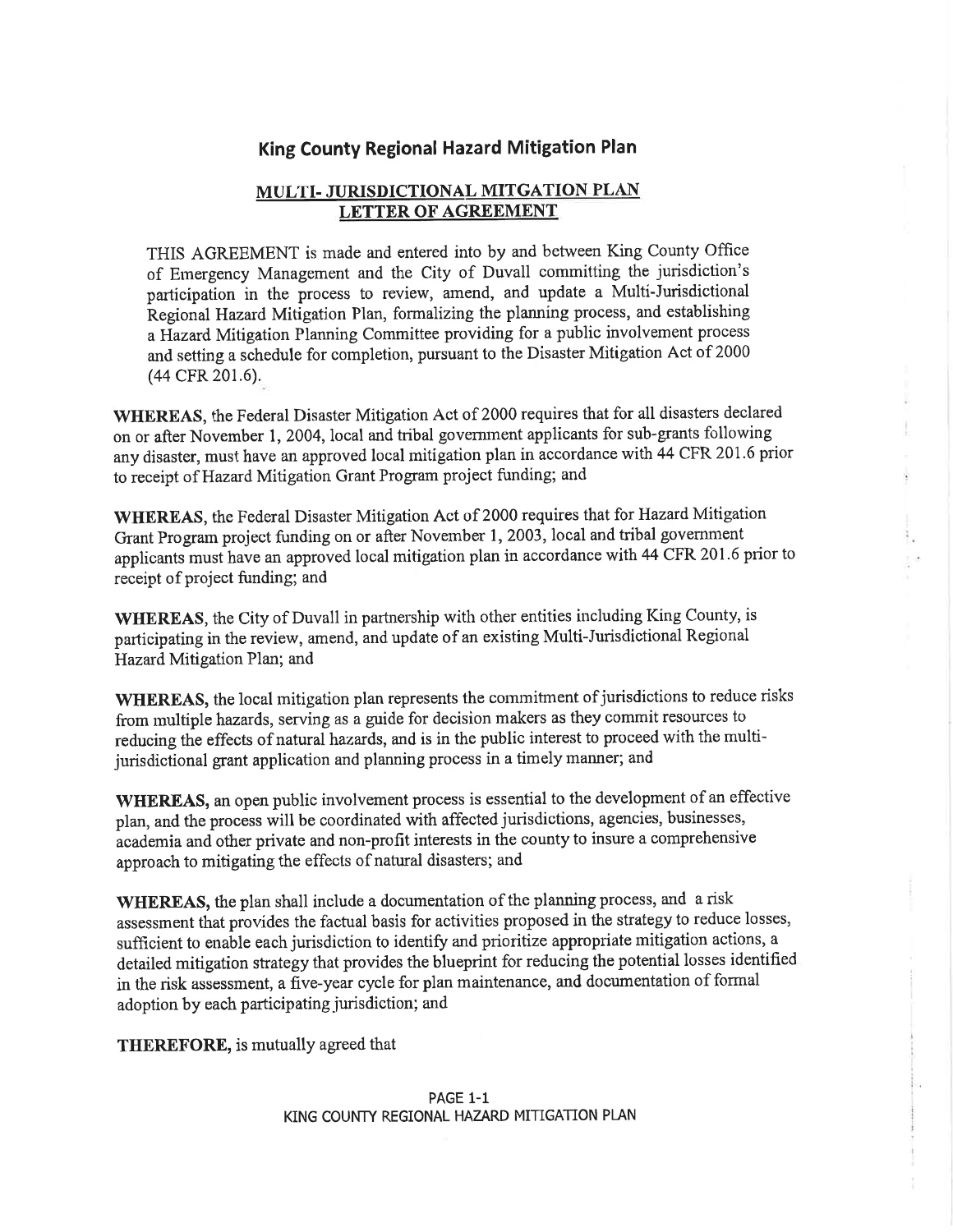# King County Regional Hazard Mitigation Plan

## MULTI- JURISDICTIONAL MITGATION PLAN LETTER OF AGREEMENT

THIS AGREEMENT is made and entered into by and between King County Office of Emergency Management and the City of Duvall committing the jurisdiction's participation in the process to review, amend, and update a Multi-Jurisdictional Regional Hazard Mitigation Plan, formalizing the planning process, and establishing a Hazard Mitigation Planning Committee providing for a public involvement process and setting a schedule for completion, pursuant to the Disaster Mitigation Act of 2000 (44 CFR 201.6).

**WHEREAS**, the Federal Disaster Mitigation Act of 2000 requires that for all disasters declared on or after November 1, 2004, local and tribal government applicants for sub-grants following any disaster, must have an approved local mitigation plan in accordance with 44 CFR 201.6 prior to receipt of Hazard Mitigation Grant Program project funding; and

**WHEREAS**, the Federal Disaster Mitigation Act of 2000 requires that for Hazard Mitigation Grant Program project funding on or after November 1, 2003, local and tribal government applicants must have an approved local mitigation plan in accordance with 44 CFR 201.6 prior to receipt of project funding; and

**WHEREAS**, the City of Duvall in partnership with other entities including King County, is participating in the review, amend, and update of an existing Multi-Jurisdictional Regional Hazard Mitigation Plan; and

**WHEREAS**, the local mitigation plan represents the commitment of jurisdictions to reduce risks from multiple hazards, serving as a guide for decision makers as they commit resources to reducing the effects of natural hazards, and is in the public interest to proceed with the multi-jurisdictional grant application and planning process in a timely manner; and

**WHEREAS**, an open public involvement process is essential to the development of an effective plan, and the process will be coordinated with affected jurisdictions, agencies, businesses, academia and other private and non-profit interests in the county to insure a comprehensive approach to mitigating the effects of natural disasters; and

**WHEREAS**, the plan shall include a documentation of the planning process, and a risk assessment that provides the factual basis for activities proposed in the strategy to reduce losses, sufficient to enable each jurisdiction to identify and prioritize appropriate mitigation actions, a detailed mitigation strategy that provides the blueprint for reducing the potential losses identified in the risk assessment, a five-year cycle for plan maintenance, and documentation of formal adoption by each participating jurisdiction; and

**THEREFORE**, is mutually agreed that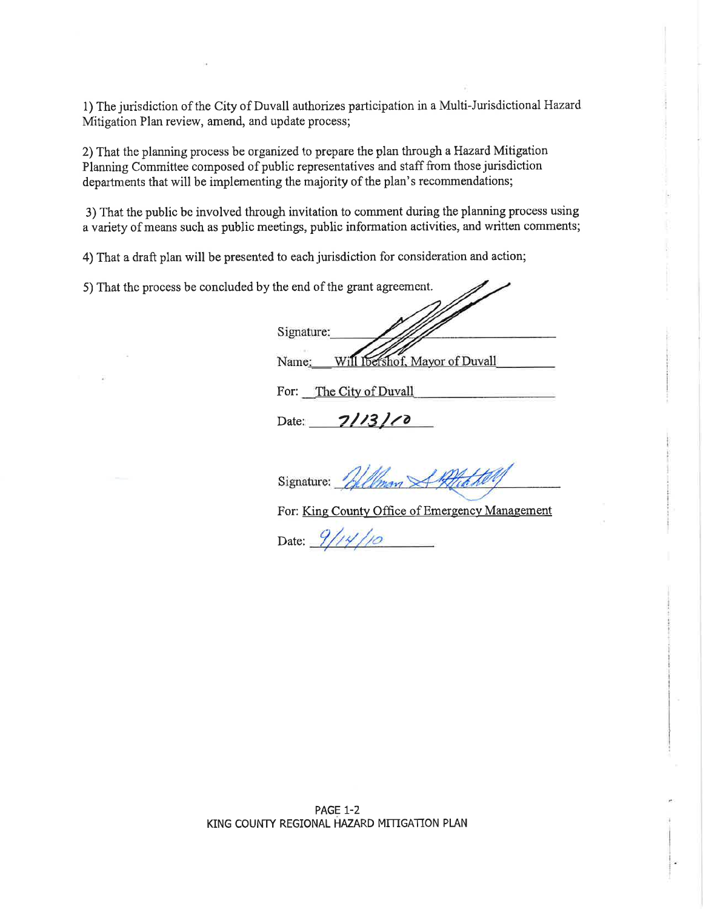1) The jurisdiction of the City of Duvall authorizes participation in a Multi-Jurisdictional Hazard Mitigation Plan review, amend, and update process;

2) That the planning process be organized to prepare the plan through a Hazard Mitigation Planning Committee composed of public representatives and staff from those jurisdiction departments that will be implementing the majority of the plan's recommendations;

3) That the public be involved through invitation to comment during the planning process using a variety of means such as public meetings, public information activities, and written comments;

4) That a draft plan will be presented to each jurisdiction for consideration and action;

5) That the process be concluded by the end of the grant agreement.

Signature: ______________________

Name: Will Ibershof, Mayor of Duvall

For: The City of Duvall

Date: 7/13/10

Signature: ______________________

For: King County Office of Emergency Management

Date: 9/14/10

PAGE 1-2
KING COUNTY REGIONAL HAZARD MITIGATION PLAN